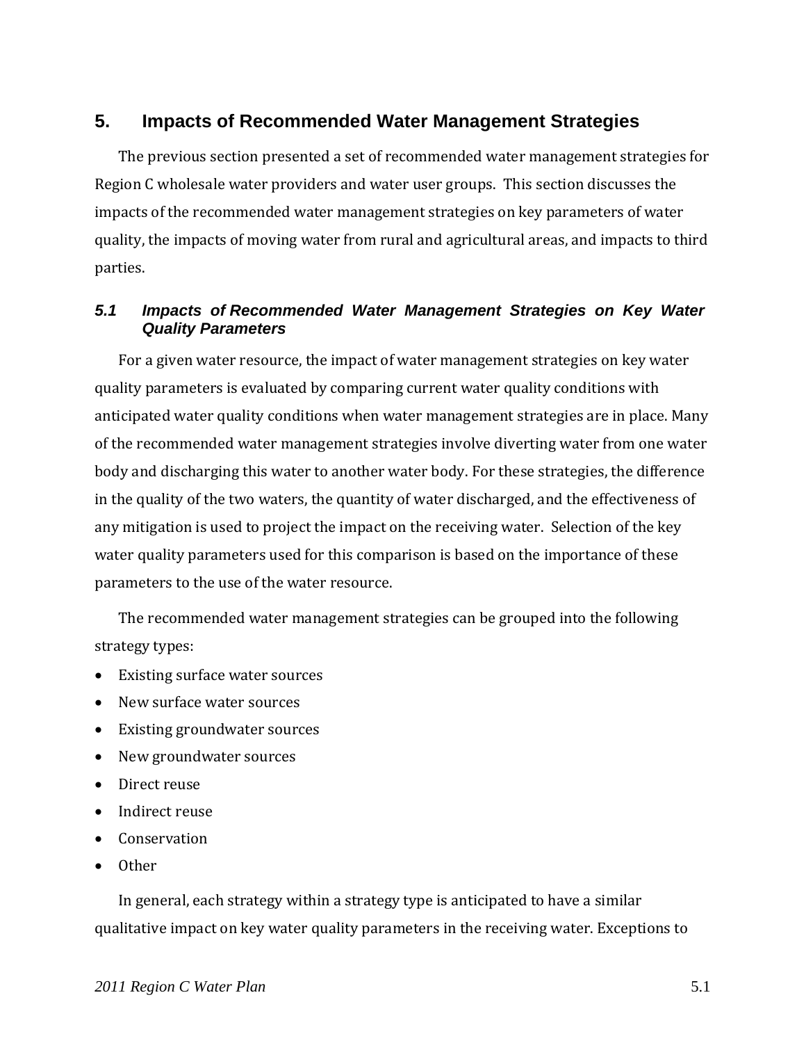# 5. Impacts of Recommended Water Management Strategies

The previous section presented a set of recommended water management strategies for Region C wholesale water providers and water user groups. This section discusses the impacts of the recommended water management strategies on key parameters of water quality, the impacts of moving water from rural and agricultural areas, and impacts to third parties.

## *5.1 Impacts of Recommended Water Management Strategies on Key Water Quality Parameters*

For a given water resource, the impact of water management strategies on key water quality parameters is evaluated by comparing current water quality conditions with anticipated water quality conditions when water management strategies are in place. Many of the recommended water management strategies involve diverting water from one water body and discharging this water to another water body. For these strategies, the difference in the quality of the two waters, the quantity of water discharged, and the effectiveness of any mitigation is used to project the impact on the receiving water. Selection of the key water quality parameters used for this comparison is based on the importance of these parameters to the use of the water resource.

The recommended water management strategies can be grouped into the following strategy types:

- Existing surface water sources
- New surface water sources
- Existing groundwater sources
- New groundwater sources
- Direct reuse
- Indirect reuse
- Conservation
- Other

In general, each strategy within a strategy type is anticipated to have a similar qualitative impact on key water quality parameters in the receiving water. Exceptions to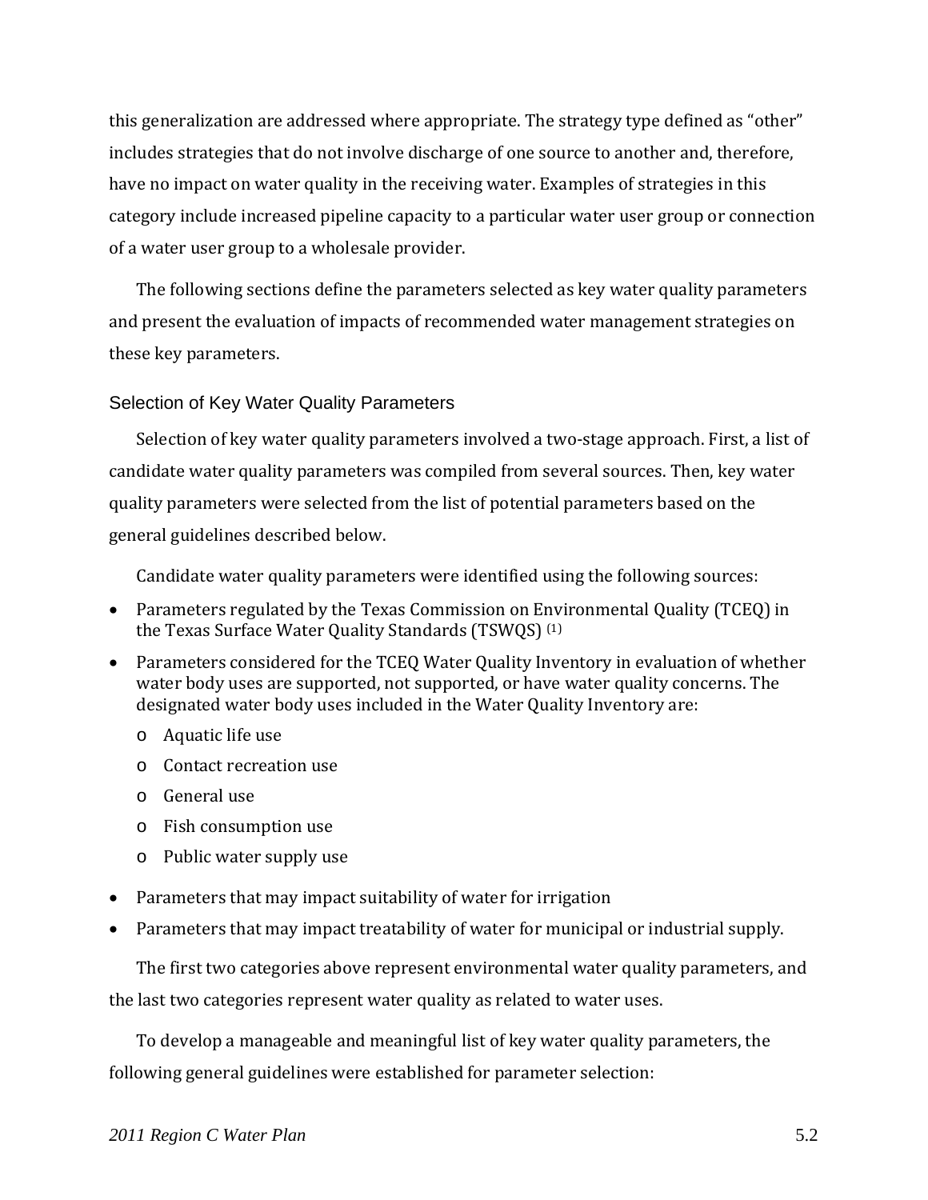this generalization are addressed where appropriate. The strategy type defined as "other" includes strategies that do not involve discharge of one source to another and, therefore, have no impact on water quality in the receiving water. Examples of strategies in this category include increased pipeline capacity to a particular water user group or connection of a water user group to a wholesale provider.

The following sections define the parameters selected as key water quality parameters and present the evaluation of impacts of recommended water management strategies on these key parameters.

## Selection of Key Water Quality Parameters

Selection of key water quality parameters involved a two-stage approach. First, a list of candidate water quality parameters was compiled from several sources. Then, key water quality parameters were selected from the list of potential parameters based on the general guidelines described below.

Candidate water quality parameters were identified using the following sources:

- Parameters regulated by the Texas Commission on Environmental Quality (TCEQ) in the Texas Surface Water Quality Standards (TSWQS) (1)
- Parameters considered for the TCEQ Water Quality Inventory in evaluation of whether water body uses are supported, not supported, or have water quality concerns. The designated water body uses included in the Water Quality Inventory are:
  - Aquatic life use
  - Contact recreation use
  - General use
  - Fish consumption use
  - Public water supply use
- Parameters that may impact suitability of water for irrigation
- Parameters that may impact treatability of water for municipal or industrial supply.

The first two categories above represent environmental water quality parameters, and the last two categories represent water quality as related to water uses.

To develop a manageable and meaningful list of key water quality parameters, the following general guidelines were established for parameter selection: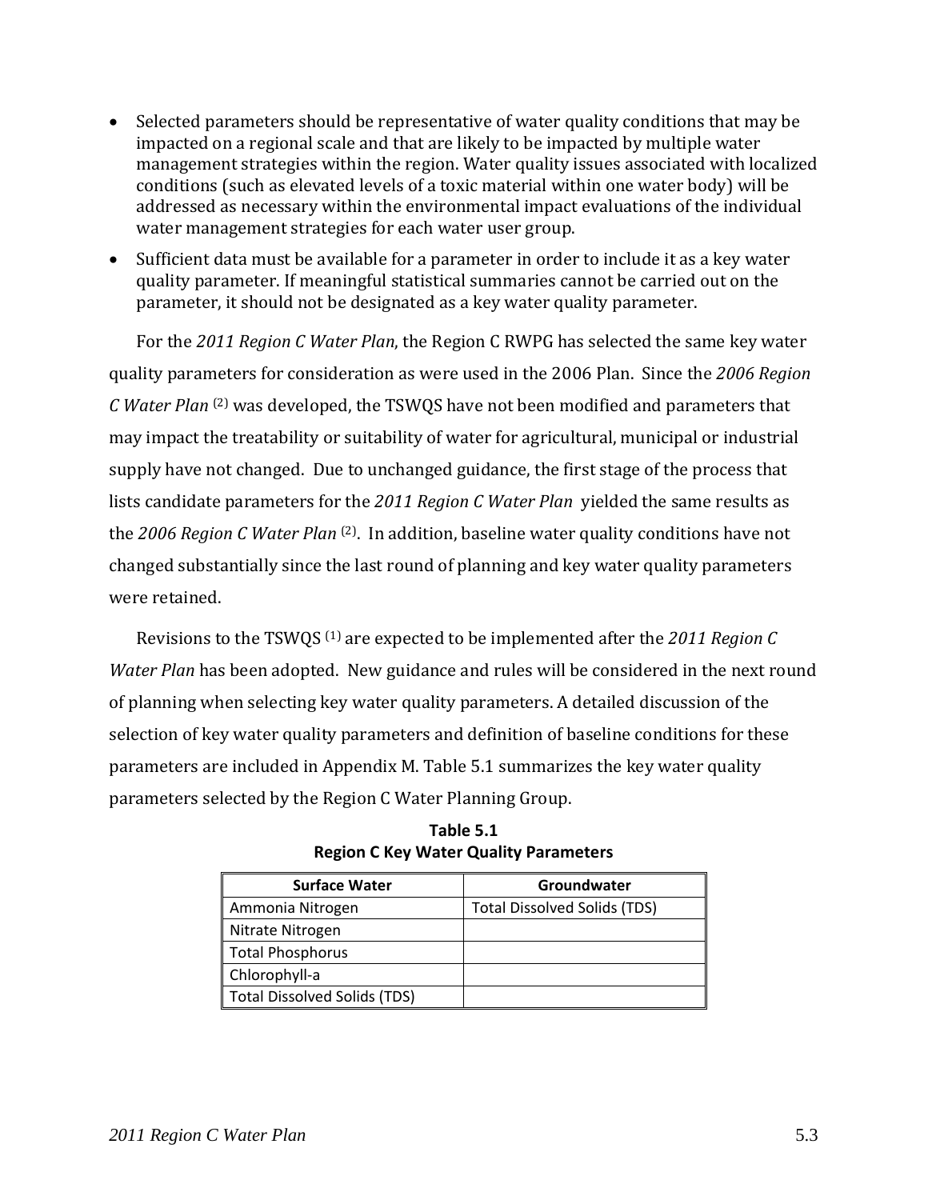- Selected parameters should be representative of water quality conditions that may be impacted on a regional scale and that are likely to be impacted by multiple water management strategies within the region. Water quality issues associated with localized conditions (such as elevated levels of a toxic material within one water body) will be addressed as necessary within the environmental impact evaluations of the individual water management strategies for each water user group.
- Sufficient data must be available for a parameter in order to include it as a key water quality parameter. If meaningful statistical summaries cannot be carried out on the parameter, it should not be designated as a key water quality parameter.

For the *2011 Region C Water Plan*, the Region C RWPG has selected the same key water quality parameters for consideration as were used in the 2006 Plan. Since the *2006 Region C Water Plan* [(2)] was developed, the TSWQS have not been modified and parameters that may impact the treatability or suitability of water for agricultural, municipal or industrial supply have not changed. Due to unchanged guidance, the first stage of the process that lists candidate parameters for the *2011 Region C Water Plan* yielded the same results as the *2006 Region C Water Plan* [(2)]. In addition, baseline water quality conditions have not changed substantially since the last round of planning and key water quality parameters were retained.

Revisions to the TSWQS [(1)] are expected to be implemented after the *2011 Region C Water Plan* has been adopted. New guidance and rules will be considered in the next round of planning when selecting key water quality parameters. A detailed discussion of the selection of key water quality parameters and definition of baseline conditions for these parameters are included in Appendix M. Table 5.1 summarizes the key water quality parameters selected by the Region C Water Planning Group.

**Table 5.1**
**Region C Key Water Quality Parameters**

| Surface Water | Groundwater |
|---|---|
| Ammonia Nitrogen | Total Dissolved Solids (TDS) |
| Nitrate Nitrogen | |
| Total Phosphorus | |
| Chlorophyll-a | |
| Total Dissolved Solids (TDS) | |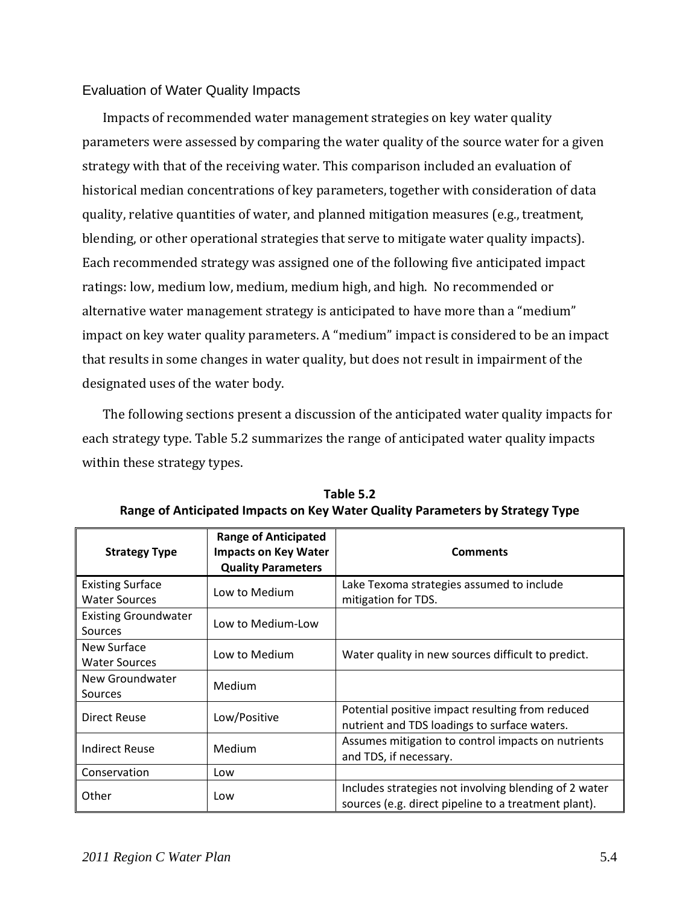## Evaluation of Water Quality Impacts

Impacts of recommended water management strategies on key water quality parameters were assessed by comparing the water quality of the source water for a given strategy with that of the receiving water. This comparison included an evaluation of historical median concentrations of key parameters, together with consideration of data quality, relative quantities of water, and planned mitigation measures (e.g., treatment, blending, or other operational strategies that serve to mitigate water quality impacts). Each recommended strategy was assigned one of the following five anticipated impact ratings: low, medium low, medium, medium high, and high. No recommended or alternative water management strategy is anticipated to have more than a "medium" impact on key water quality parameters. A "medium" impact is considered to be an impact that results in some changes in water quality, but does not result in impairment of the designated uses of the water body.

The following sections present a discussion of the anticipated water quality impacts for each strategy type. Table 5.2 summarizes the range of anticipated water quality impacts within these strategy types.

**Table 5.2**
**Range of Anticipated Impacts on Key Water Quality Parameters by Strategy Type**

| Strategy Type | Range of Anticipated Impacts on Key Water Quality Parameters | Comments |
|---|---|---|
| Existing Surface Water Sources | Low to Medium | Lake Texoma strategies assumed to include mitigation for TDS. |
| Existing Groundwater Sources | Low to Medium-Low | |
| New Surface Water Sources | Low to Medium | Water quality in new sources difficult to predict. |
| New Groundwater Sources | Medium | |
| Direct Reuse | Low/Positive | Potential positive impact resulting from reduced nutrient and TDS loadings to surface waters. |
| Indirect Reuse | Medium | Assumes mitigation to control impacts on nutrients and TDS, if necessary. |
| Conservation | Low | |
| Other | Low | Includes strategies not involving blending of 2 water sources (e.g. direct pipeline to a treatment plant). |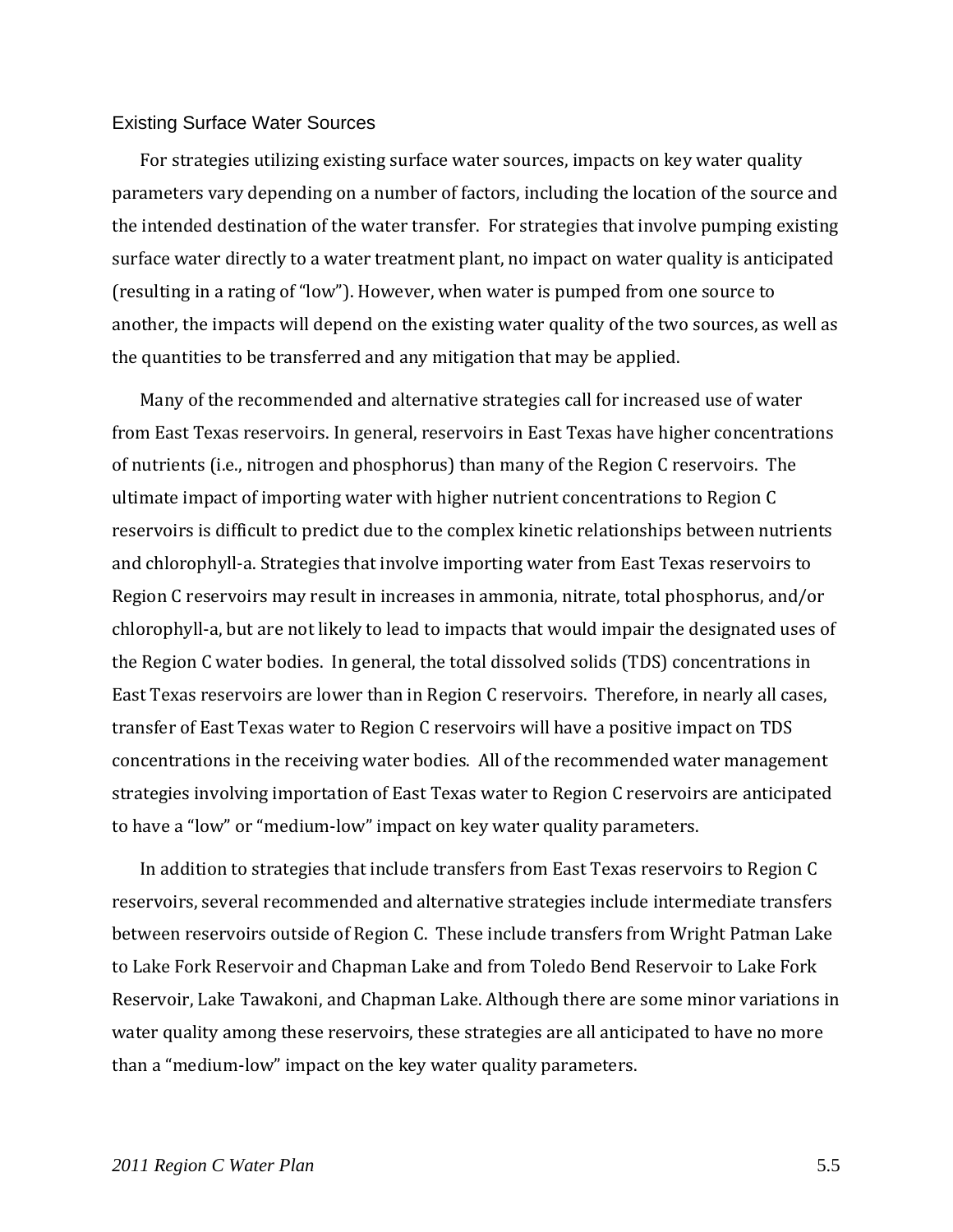### Existing Surface Water Sources

For strategies utilizing existing surface water sources, impacts on key water quality parameters vary depending on a number of factors, including the location of the source and the intended destination of the water transfer. For strategies that involve pumping existing surface water directly to a water treatment plant, no impact on water quality is anticipated (resulting in a rating of "low"). However, when water is pumped from one source to another, the impacts will depend on the existing water quality of the two sources, as well as the quantities to be transferred and any mitigation that may be applied.

Many of the recommended and alternative strategies call for increased use of water from East Texas reservoirs. In general, reservoirs in East Texas have higher concentrations of nutrients (i.e., nitrogen and phosphorus) than many of the Region C reservoirs. The ultimate impact of importing water with higher nutrient concentrations to Region C reservoirs is difficult to predict due to the complex kinetic relationships between nutrients and chlorophyll-a. Strategies that involve importing water from East Texas reservoirs to Region C reservoirs may result in increases in ammonia, nitrate, total phosphorus, and/or chlorophyll-a, but are not likely to lead to impacts that would impair the designated uses of the Region C water bodies. In general, the total dissolved solids (TDS) concentrations in East Texas reservoirs are lower than in Region C reservoirs. Therefore, in nearly all cases, transfer of East Texas water to Region C reservoirs will have a positive impact on TDS concentrations in the receiving water bodies. All of the recommended water management strategies involving importation of East Texas water to Region C reservoirs are anticipated to have a "low" or "medium-low" impact on key water quality parameters.

In addition to strategies that include transfers from East Texas reservoirs to Region C reservoirs, several recommended and alternative strategies include intermediate transfers between reservoirs outside of Region C. These include transfers from Wright Patman Lake to Lake Fork Reservoir and Chapman Lake and from Toledo Bend Reservoir to Lake Fork Reservoir, Lake Tawakoni, and Chapman Lake. Although there are some minor variations in water quality among these reservoirs, these strategies are all anticipated to have no more than a "medium-low" impact on the key water quality parameters.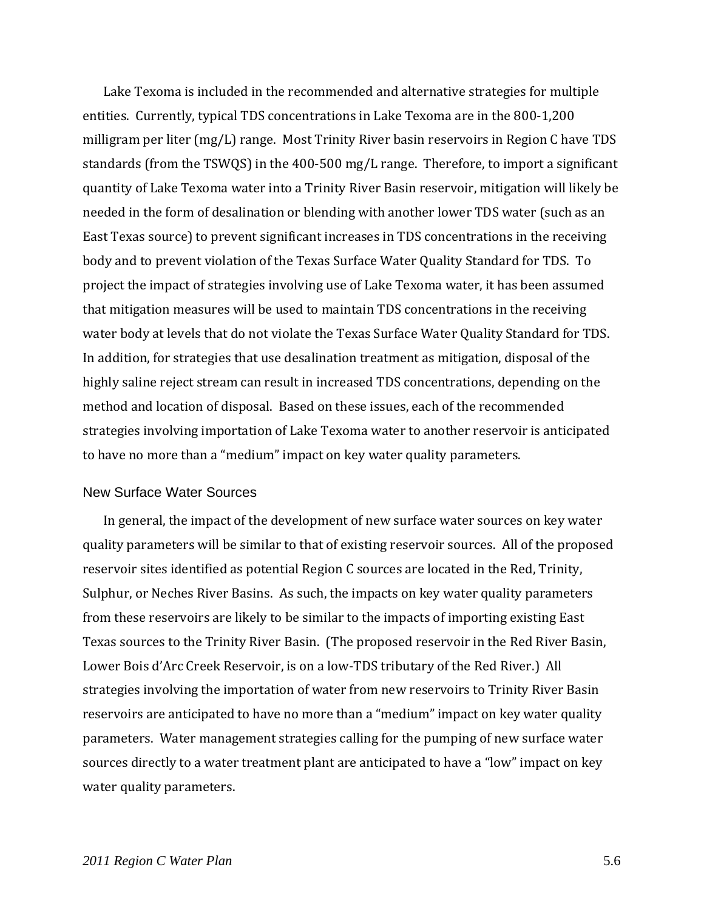Lake Texoma is included in the recommended and alternative strategies for multiple entities. Currently, typical TDS concentrations in Lake Texoma are in the 800-1,200 milligram per liter (mg/L) range. Most Trinity River basin reservoirs in Region C have TDS standards (from the TSWQS) in the 400-500 mg/L range. Therefore, to import a significant quantity of Lake Texoma water into a Trinity River Basin reservoir, mitigation will likely be needed in the form of desalination or blending with another lower TDS water (such as an East Texas source) to prevent significant increases in TDS concentrations in the receiving body and to prevent violation of the Texas Surface Water Quality Standard for TDS. To project the impact of strategies involving use of Lake Texoma water, it has been assumed that mitigation measures will be used to maintain TDS concentrations in the receiving water body at levels that do not violate the Texas Surface Water Quality Standard for TDS. In addition, for strategies that use desalination treatment as mitigation, disposal of the highly saline reject stream can result in increased TDS concentrations, depending on the method and location of disposal. Based on these issues, each of the recommended strategies involving importation of Lake Texoma water to another reservoir is anticipated to have no more than a "medium" impact on key water quality parameters.

### New Surface Water Sources

In general, the impact of the development of new surface water sources on key water quality parameters will be similar to that of existing reservoir sources. All of the proposed reservoir sites identified as potential Region C sources are located in the Red, Trinity, Sulphur, or Neches River Basins. As such, the impacts on key water quality parameters from these reservoirs are likely to be similar to the impacts of importing existing East Texas sources to the Trinity River Basin. (The proposed reservoir in the Red River Basin, Lower Bois d'Arc Creek Reservoir, is on a low-TDS tributary of the Red River.) All strategies involving the importation of water from new reservoirs to Trinity River Basin reservoirs are anticipated to have no more than a "medium" impact on key water quality parameters. Water management strategies calling for the pumping of new surface water sources directly to a water treatment plant are anticipated to have a "low" impact on key water quality parameters.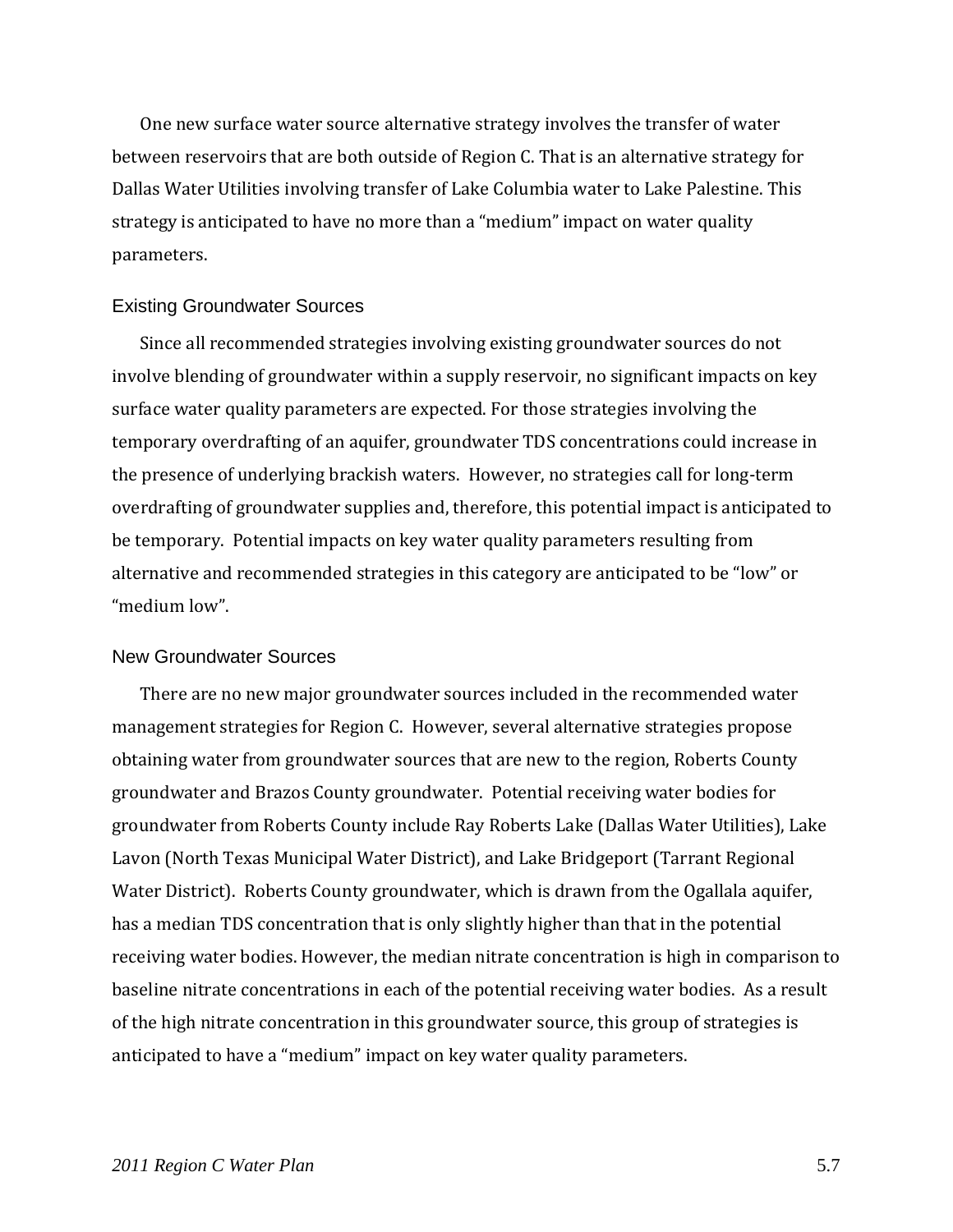One new surface water source alternative strategy involves the transfer of water between reservoirs that are both outside of Region C. That is an alternative strategy for Dallas Water Utilities involving transfer of Lake Columbia water to Lake Palestine. This strategy is anticipated to have no more than a "medium" impact on water quality parameters.

### Existing Groundwater Sources

Since all recommended strategies involving existing groundwater sources do not involve blending of groundwater within a supply reservoir, no significant impacts on key surface water quality parameters are expected. For those strategies involving the temporary overdrafting of an aquifer, groundwater TDS concentrations could increase in the presence of underlying brackish waters. However, no strategies call for long-term overdrafting of groundwater supplies and, therefore, this potential impact is anticipated to be temporary. Potential impacts on key water quality parameters resulting from alternative and recommended strategies in this category are anticipated to be "low" or "medium low".

### New Groundwater Sources

There are no new major groundwater sources included in the recommended water management strategies for Region C. However, several alternative strategies propose obtaining water from groundwater sources that are new to the region, Roberts County groundwater and Brazos County groundwater. Potential receiving water bodies for groundwater from Roberts County include Ray Roberts Lake (Dallas Water Utilities), Lake Lavon (North Texas Municipal Water District), and Lake Bridgeport (Tarrant Regional Water District). Roberts County groundwater, which is drawn from the Ogallala aquifer, has a median TDS concentration that is only slightly higher than that in the potential receiving water bodies. However, the median nitrate concentration is high in comparison to baseline nitrate concentrations in each of the potential receiving water bodies. As a result of the high nitrate concentration in this groundwater source, this group of strategies is anticipated to have a "medium" impact on key water quality parameters.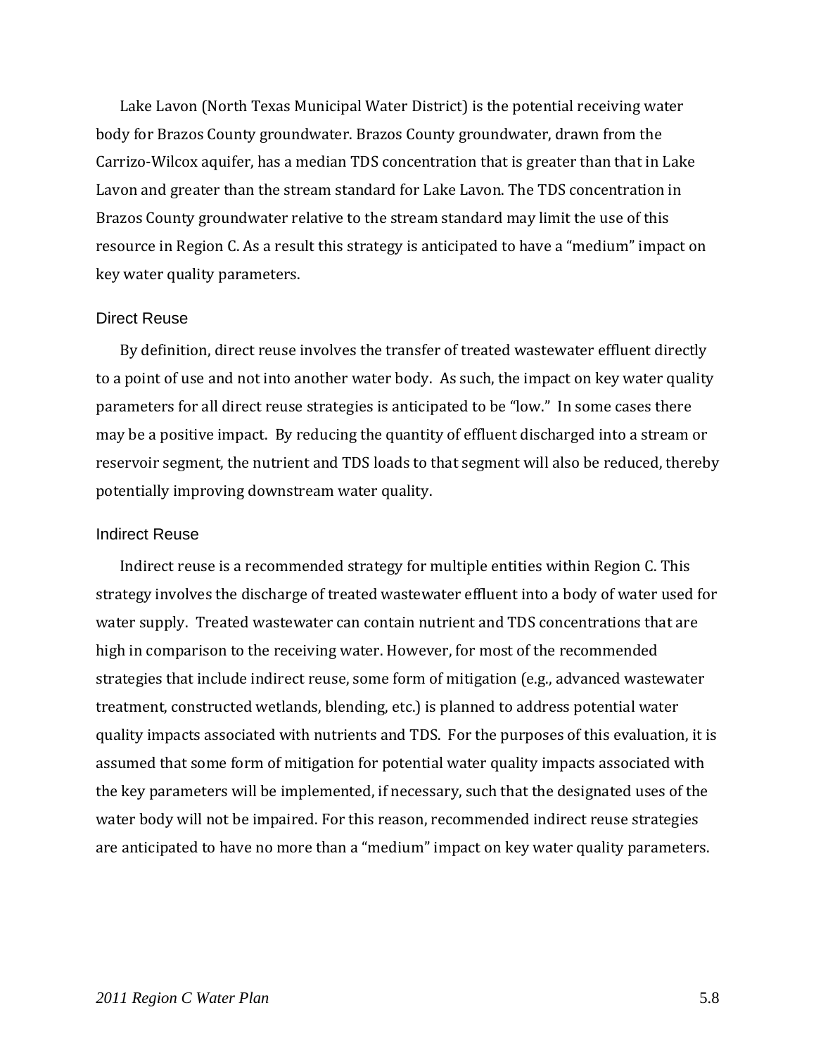Lake Lavon (North Texas Municipal Water District) is the potential receiving water body for Brazos County groundwater. Brazos County groundwater, drawn from the Carrizo-Wilcox aquifer, has a median TDS concentration that is greater than that in Lake Lavon and greater than the stream standard for Lake Lavon. The TDS concentration in Brazos County groundwater relative to the stream standard may limit the use of this resource in Region C. As a result this strategy is anticipated to have a "medium" impact on key water quality parameters.

### Direct Reuse

By definition, direct reuse involves the transfer of treated wastewater effluent directly to a point of use and not into another water body. As such, the impact on key water quality parameters for all direct reuse strategies is anticipated to be "low." In some cases there may be a positive impact. By reducing the quantity of effluent discharged into a stream or reservoir segment, the nutrient and TDS loads to that segment will also be reduced, thereby potentially improving downstream water quality.

### Indirect Reuse

Indirect reuse is a recommended strategy for multiple entities within Region C. This strategy involves the discharge of treated wastewater effluent into a body of water used for water supply. Treated wastewater can contain nutrient and TDS concentrations that are high in comparison to the receiving water. However, for most of the recommended strategies that include indirect reuse, some form of mitigation (e.g., advanced wastewater treatment, constructed wetlands, blending, etc.) is planned to address potential water quality impacts associated with nutrients and TDS. For the purposes of this evaluation, it is assumed that some form of mitigation for potential water quality impacts associated with the key parameters will be implemented, if necessary, such that the designated uses of the water body will not be impaired. For this reason, recommended indirect reuse strategies are anticipated to have no more than a "medium" impact on key water quality parameters.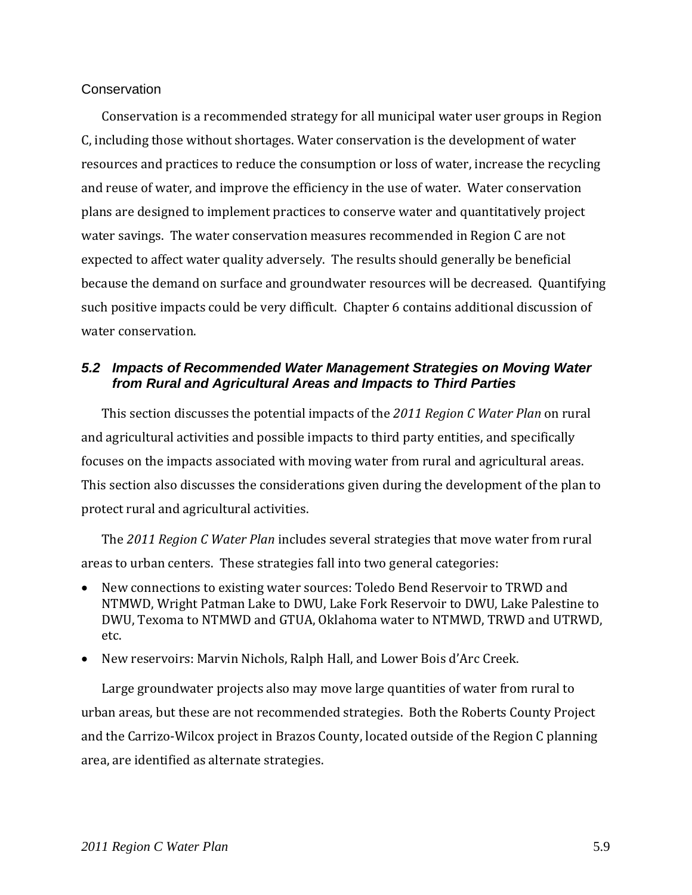### Conservation

Conservation is a recommended strategy for all municipal water user groups in Region C, including those without shortages. Water conservation is the development of water resources and practices to reduce the consumption or loss of water, increase the recycling and reuse of water, and improve the efficiency in the use of water. Water conservation plans are designed to implement practices to conserve water and quantitatively project water savings. The water conservation measures recommended in Region C are not expected to affect water quality adversely. The results should generally be beneficial because the demand on surface and groundwater resources will be decreased. Quantifying such positive impacts could be very difficult. Chapter 6 contains additional discussion of water conservation.

## *5.2 Impacts of Recommended Water Management Strategies on Moving Water from Rural and Agricultural Areas and Impacts to Third Parties*

This section discusses the potential impacts of the *2011 Region C Water Plan* on rural and agricultural activities and possible impacts to third party entities, and specifically focuses on the impacts associated with moving water from rural and agricultural areas. This section also discusses the considerations given during the development of the plan to protect rural and agricultural activities.

The *2011 Region C Water Plan* includes several strategies that move water from rural areas to urban centers. These strategies fall into two general categories:

- New connections to existing water sources: Toledo Bend Reservoir to TRWD and NTMWD, Wright Patman Lake to DWU, Lake Fork Reservoir to DWU, Lake Palestine to DWU, Texoma to NTMWD and GTUA, Oklahoma water to NTMWD, TRWD and UTRWD, etc.
- New reservoirs: Marvin Nichols, Ralph Hall, and Lower Bois d'Arc Creek.

Large groundwater projects also may move large quantities of water from rural to urban areas, but these are not recommended strategies. Both the Roberts County Project and the Carrizo-Wilcox project in Brazos County, located outside of the Region C planning area, are identified as alternate strategies.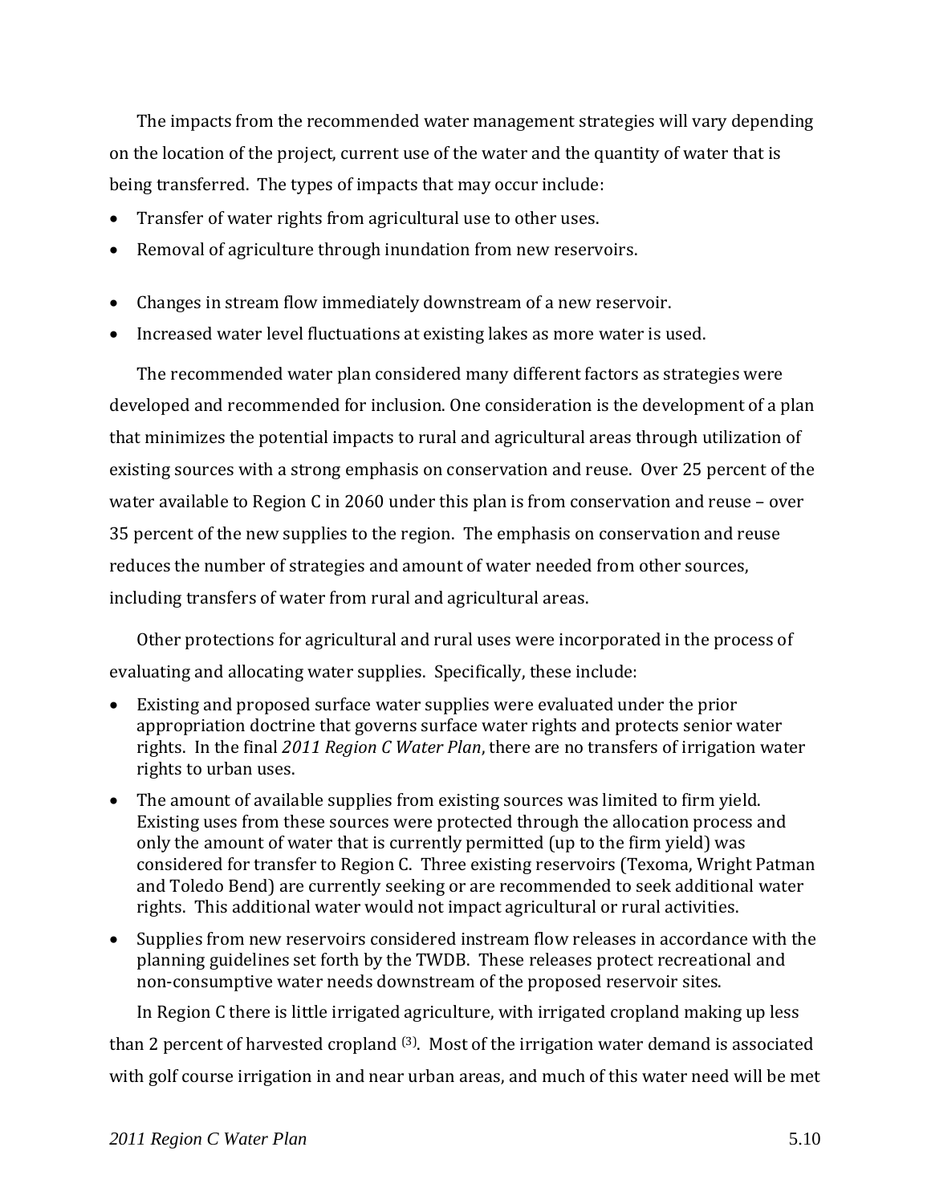The impacts from the recommended water management strategies will vary depending on the location of the project, current use of the water and the quantity of water that is being transferred. The types of impacts that may occur include:

- Transfer of water rights from agricultural use to other uses.
- Removal of agriculture through inundation from new reservoirs.
- Changes in stream flow immediately downstream of a new reservoir.
- Increased water level fluctuations at existing lakes as more water is used.

The recommended water plan considered many different factors as strategies were developed and recommended for inclusion. One consideration is the development of a plan that minimizes the potential impacts to rural and agricultural areas through utilization of existing sources with a strong emphasis on conservation and reuse. Over 25 percent of the water available to Region C in 2060 under this plan is from conservation and reuse – over 35 percent of the new supplies to the region. The emphasis on conservation and reuse reduces the number of strategies and amount of water needed from other sources, including transfers of water from rural and agricultural areas.

Other protections for agricultural and rural uses were incorporated in the process of evaluating and allocating water supplies. Specifically, these include:

- Existing and proposed surface water supplies were evaluated under the prior appropriation doctrine that governs surface water rights and protects senior water rights. In the final *2011 Region C Water Plan*, there are no transfers of irrigation water rights to urban uses.
- The amount of available supplies from existing sources was limited to firm yield. Existing uses from these sources were protected through the allocation process and only the amount of water that is currently permitted (up to the firm yield) was considered for transfer to Region C. Three existing reservoirs (Texoma, Wright Patman and Toledo Bend) are currently seeking or are recommended to seek additional water rights. This additional water would not impact agricultural or rural activities.
- Supplies from new reservoirs considered instream flow releases in accordance with the planning guidelines set forth by the TWDB. These releases protect recreational and non-consumptive water needs downstream of the proposed reservoir sites.

In Region C there is little irrigated agriculture, with irrigated cropland making up less than 2 percent of harvested cropland [(3)]. Most of the irrigation water demand is associated with golf course irrigation in and near urban areas, and much of this water need will be met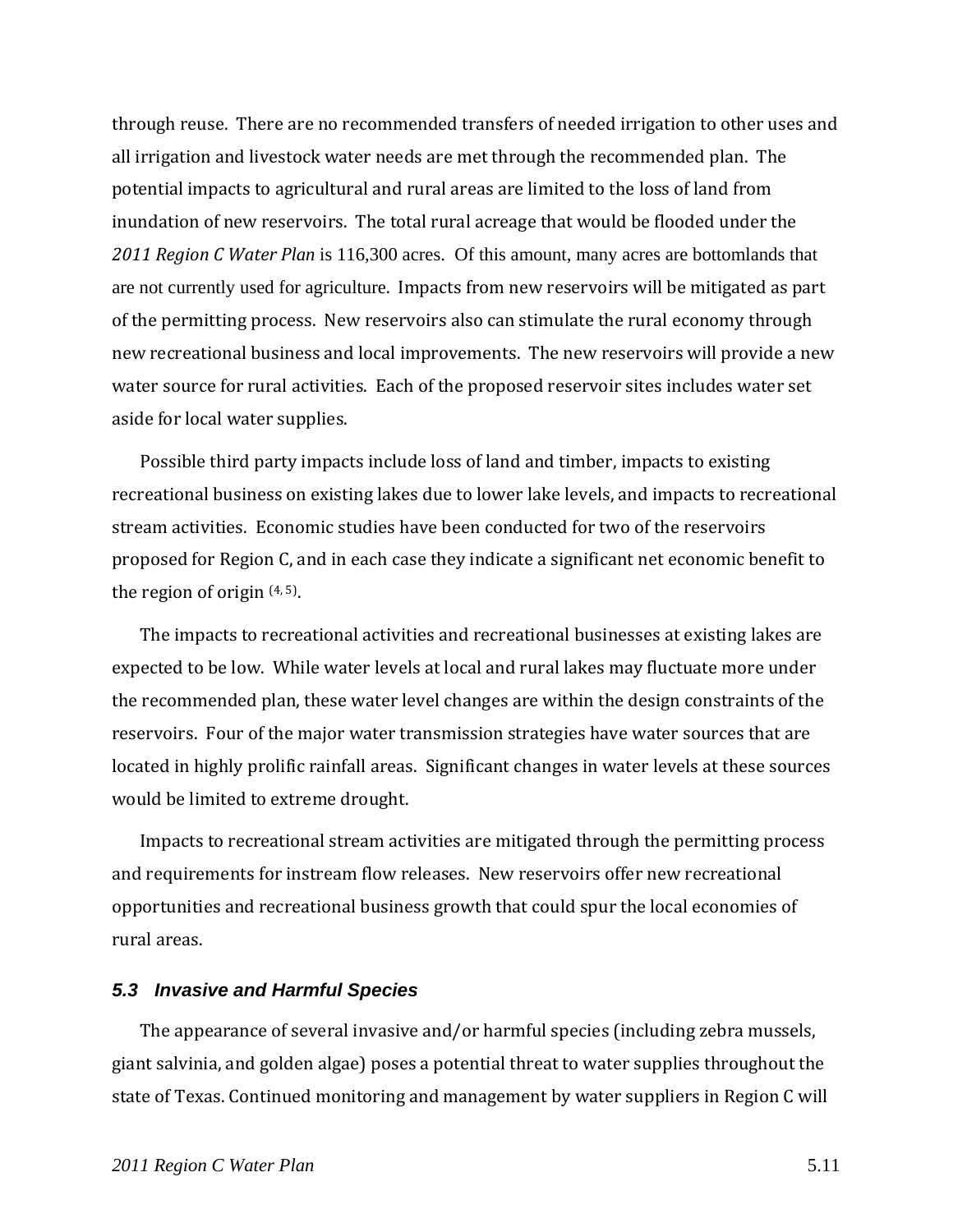through reuse. There are no recommended transfers of needed irrigation to other uses and all irrigation and livestock water needs are met through the recommended plan. The potential impacts to agricultural and rural areas are limited to the loss of land from inundation of new reservoirs. The total rural acreage that would be flooded under the *2011 Region C Water Plan* is 116,300 acres. Of this amount, many acres are bottomlands that are not currently used for agriculture. Impacts from new reservoirs will be mitigated as part of the permitting process. New reservoirs also can stimulate the rural economy through new recreational business and local improvements. The new reservoirs will provide a new water source for rural activities. Each of the proposed reservoir sites includes water set aside for local water supplies.

Possible third party impacts include loss of land and timber, impacts to existing recreational business on existing lakes due to lower lake levels, and impacts to recreational stream activities. Economic studies have been conducted for two of the reservoirs proposed for Region C, and in each case they indicate a significant net economic benefit to the region of origin [4, 5].

The impacts to recreational activities and recreational businesses at existing lakes are expected to be low. While water levels at local and rural lakes may fluctuate more under the recommended plan, these water level changes are within the design constraints of the reservoirs. Four of the major water transmission strategies have water sources that are located in highly prolific rainfall areas. Significant changes in water levels at these sources would be limited to extreme drought.

Impacts to recreational stream activities are mitigated through the permitting process and requirements for instream flow releases. New reservoirs offer new recreational opportunities and recreational business growth that could spur the local economies of rural areas.

### *5.3 Invasive and Harmful Species*

The appearance of several invasive and/or harmful species (including zebra mussels, giant salvinia, and golden algae) poses a potential threat to water supplies throughout the state of Texas. Continued monitoring and management by water suppliers in Region C will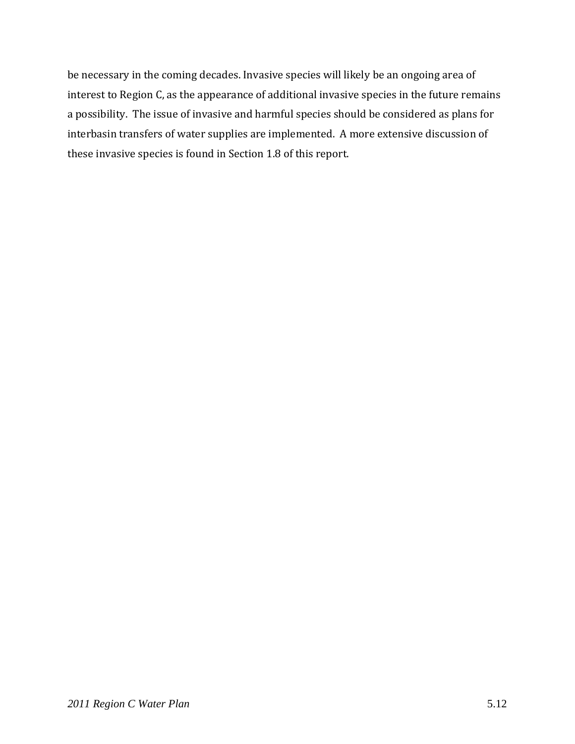be necessary in the coming decades. Invasive species will likely be an ongoing area of interest to Region C, as the appearance of additional invasive species in the future remains a possibility. The issue of invasive and harmful species should be considered as plans for interbasin transfers of water supplies are implemented. A more extensive discussion of these invasive species is found in Section 1.8 of this report.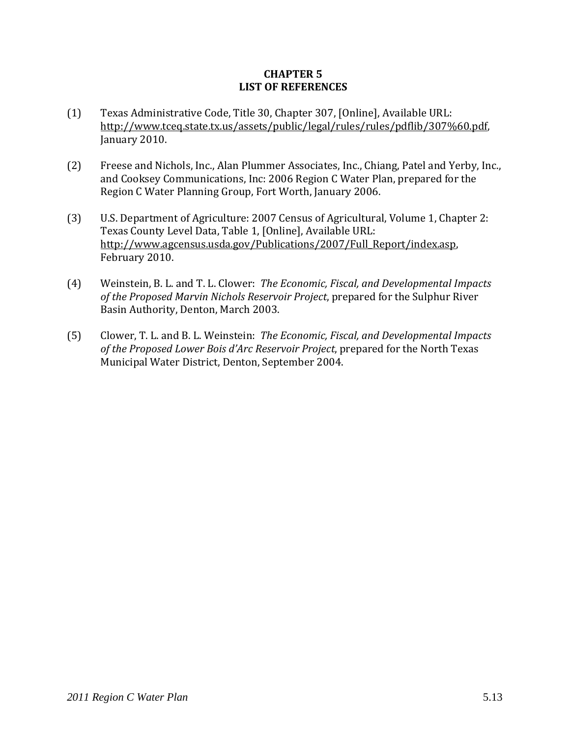# CHAPTER 5
# LIST OF REFERENCES

(1) Texas Administrative Code, Title 30, Chapter 307, [Online], Available URL: http://www.tceq.state.tx.us/assets/public/legal/rules/rules/pdflib/307%60.pdf, January 2010.

(2) Freese and Nichols, Inc., Alan Plummer Associates, Inc., Chiang, Patel and Yerby, Inc., and Cooksey Communications, Inc: 2006 Region C Water Plan, prepared for the Region C Water Planning Group, Fort Worth, January 2006.

(3) U.S. Department of Agriculture: 2007 Census of Agricultural, Volume 1, Chapter 2: Texas County Level Data, Table 1, [Online], Available URL: http://www.agcensus.usda.gov/Publications/2007/Full_Report/index.asp, February 2010.

(4) Weinstein, B. L. and T. L. Clower: *The Economic, Fiscal, and Developmental Impacts of the Proposed Marvin Nichols Reservoir Project*, prepared for the Sulphur River Basin Authority, Denton, March 2003.

(5) Clower, T. L. and B. L. Weinstein: *The Economic, Fiscal, and Developmental Impacts of the Proposed Lower Bois d'Arc Reservoir Project*, prepared for the North Texas Municipal Water District, Denton, September 2004.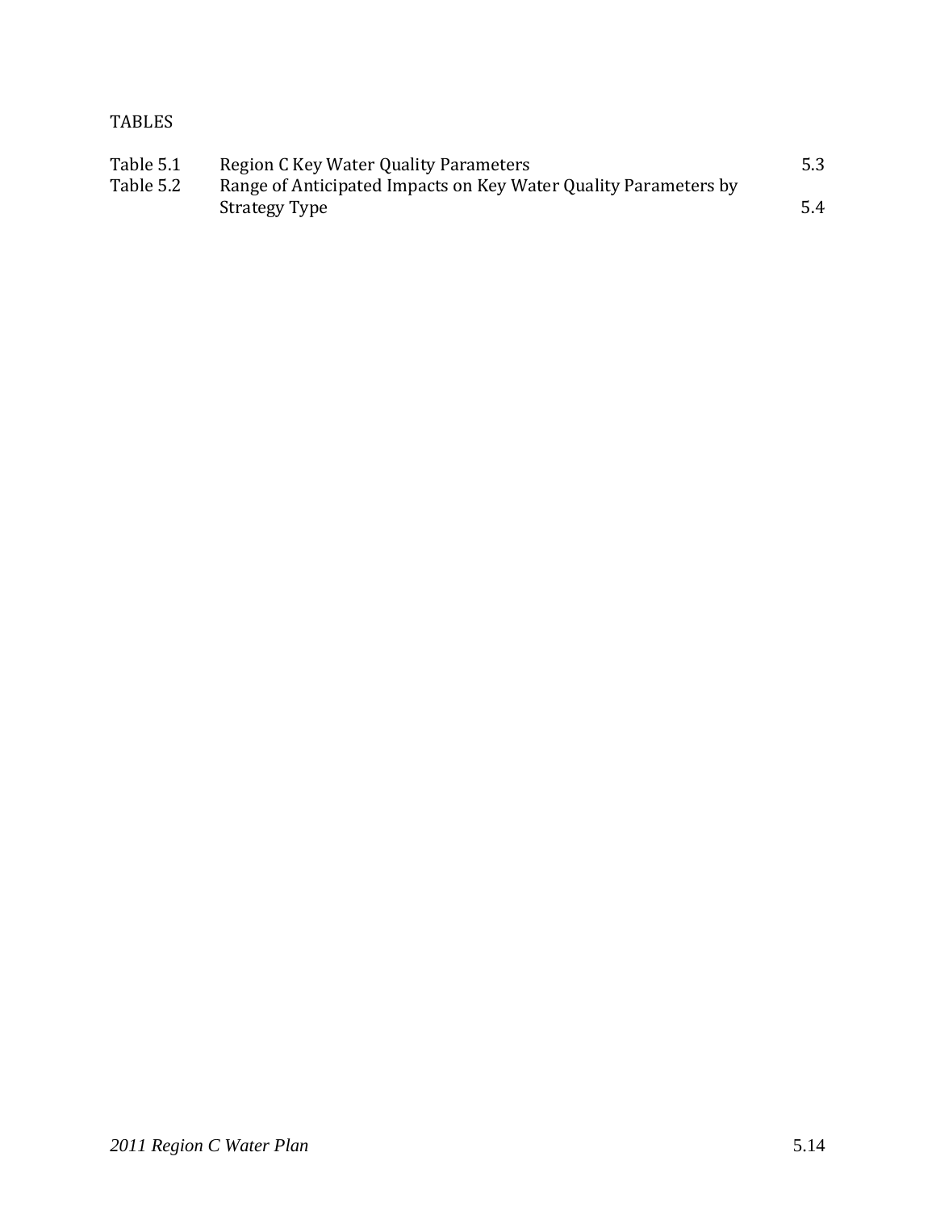TABLES

| | | |
|---|---|---|
| Table 5.1 | Region C Key Water Quality Parameters | 5.3 |
| Table 5.2 | Range of Anticipated Impacts on Key Water Quality Parameters by Strategy Type | 5.4 |